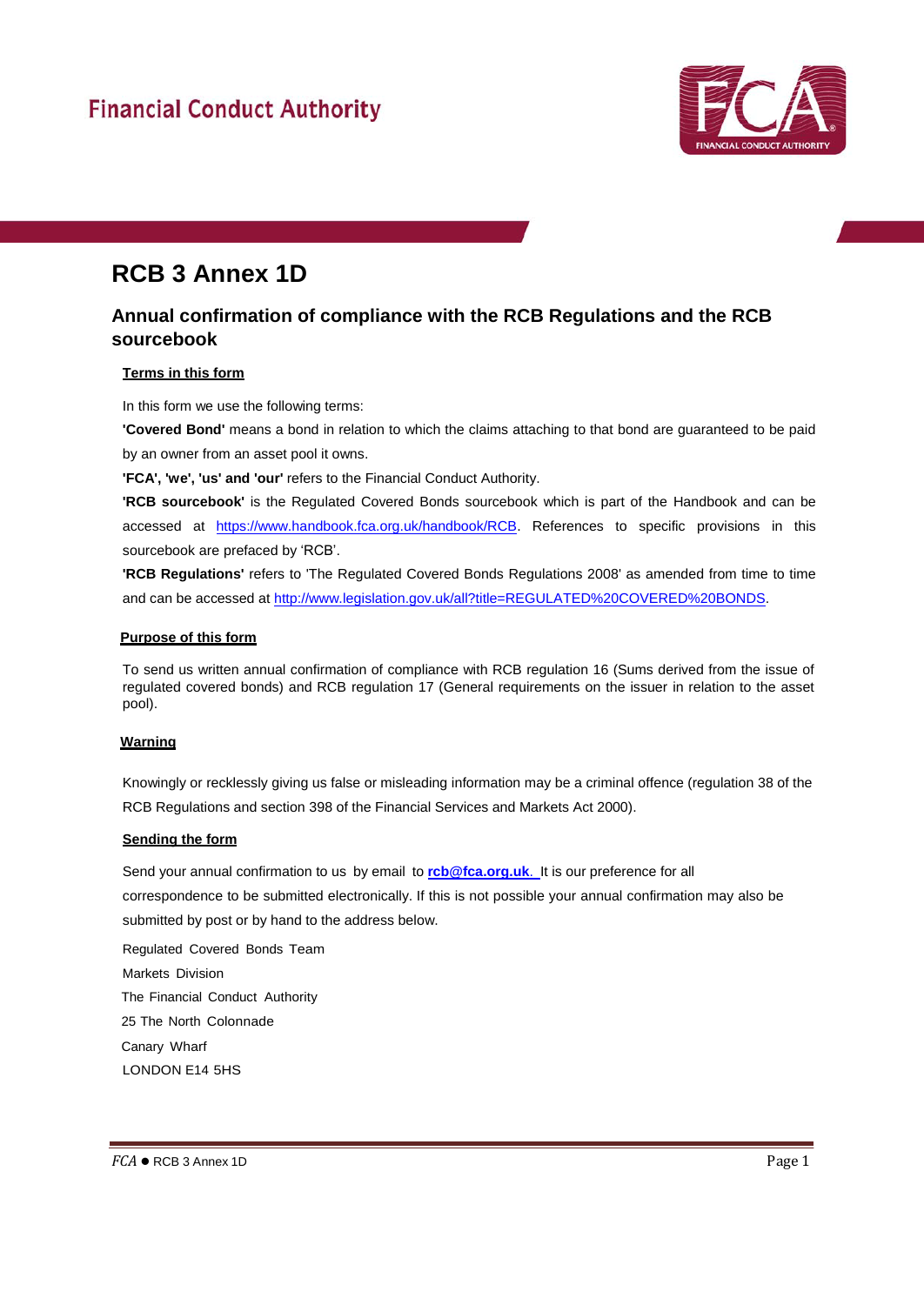Financial Conduct Authority

# RCB 3 Annex 1D

## Annual confirmation of compliance with the RCB Regulations and the RCB sourcebook

### Terms in this form

In this form we use the following terms:

**'Covered Bond'** means a bond in relation to which the claims attaching to that bond are guaranteed to be paid by an owner from an asset pool it owns.

**'FCA', 'we', 'us' and 'our'** refers to the Financial Conduct Authority.

**'RCB sourcebook'** is the Regulated Covered Bonds sourcebook which is part of the Handbook and can be accessed at https://www.handbook.fca.org.uk/handbook/RCB. References to specific provisions in this sourcebook are prefaced by 'RCB'.

**'RCB Regulations'** refers to 'The Regulated Covered Bonds Regulations 2008' as amended from time to time and can be accessed at http://www.legislation.gov.uk/all?title=REGULATED%20COVERED%20BONDS.

### Purpose of this form

To send us written annual confirmation of compliance with RCB regulation 16 (Sums derived from the issue of regulated covered bonds) and RCB regulation 17 (General requirements on the issuer in relation to the asset pool).

### Warning

Knowingly or recklessly giving us false or misleading information may be a criminal offence (regulation 38 of the RCB Regulations and section 398 of the Financial Services and Markets Act 2000).

### Sending the form

Send your annual confirmation to us by email to **rcb@fca.org.uk**. It is our preference for all correspondence to be submitted electronically. If this is not possible your annual confirmation may also be submitted by post or by hand to the address below.

Regulated Covered Bonds Team
Markets Division
The Financial Conduct Authority
25 The North Colonnade
Canary Wharf
LONDON E14 5HS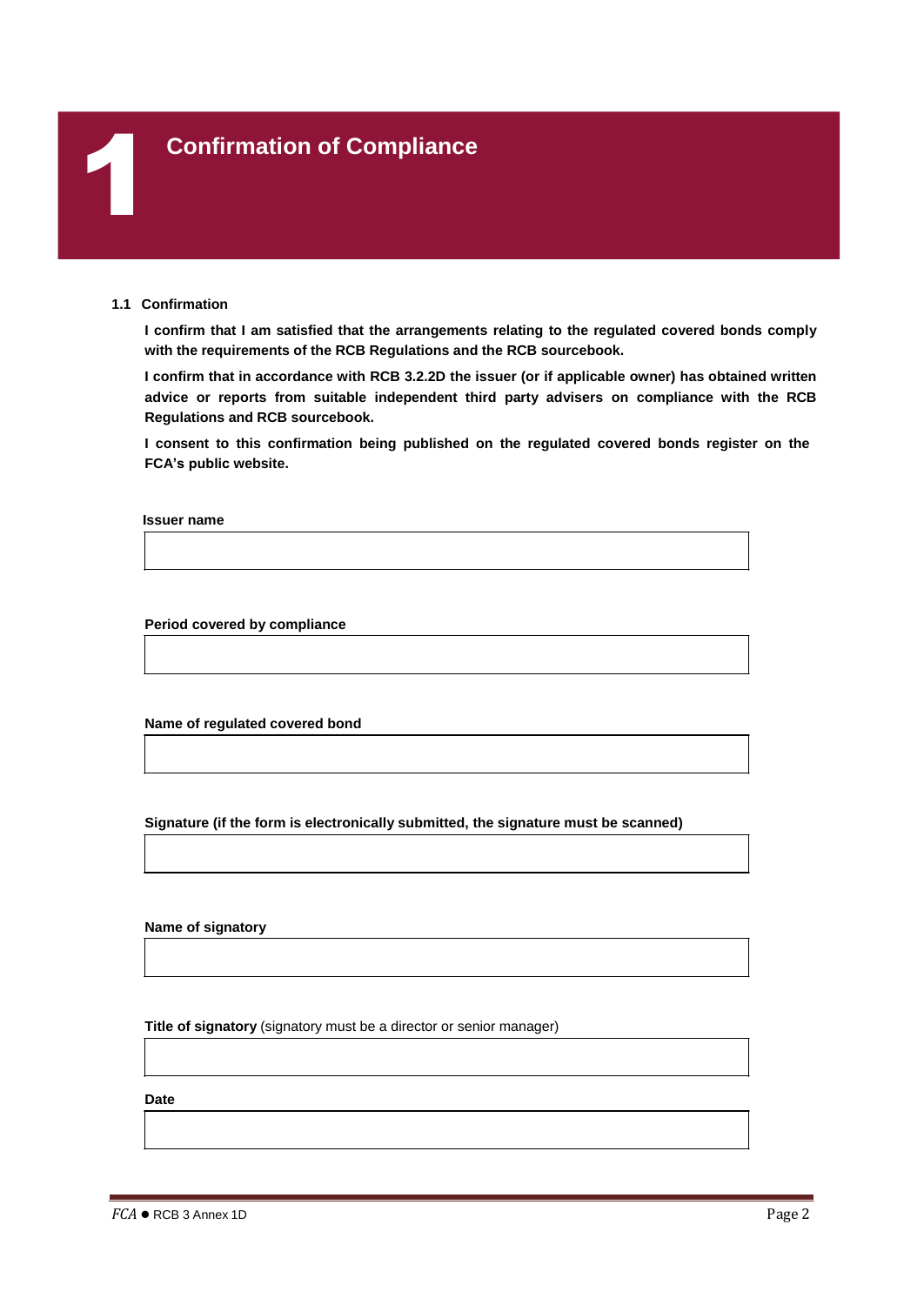# 1 Confirmation of Compliance

## 1.1 Confirmation

**I confirm that I am satisfied that the arrangements relating to the regulated covered bonds comply with the requirements of the RCB Regulations and the RCB sourcebook.**

**I confirm that in accordance with RCB 3.2.2D the issuer (or if applicable owner) has obtained written advice or reports from suitable independent third party advisers on compliance with the RCB Regulations and RCB sourcebook.**

**I consent to this confirmation being published on the regulated covered bonds register on the FCA's public website.**

**Issuer name**

| |
|---|
| |

**Period covered by compliance**

| |
|---|
| |

**Name of regulated covered bond**

| |
|---|
| |

**Signature (if the form is electronically submitted, the signature must be scanned)**

| |
|---|
| |

**Name of signatory**

| |
|---|
| |

**Title of signatory** (signatory must be a director or senior manager)

| |
|---|
| |

**Date**

| |
|---|
| |